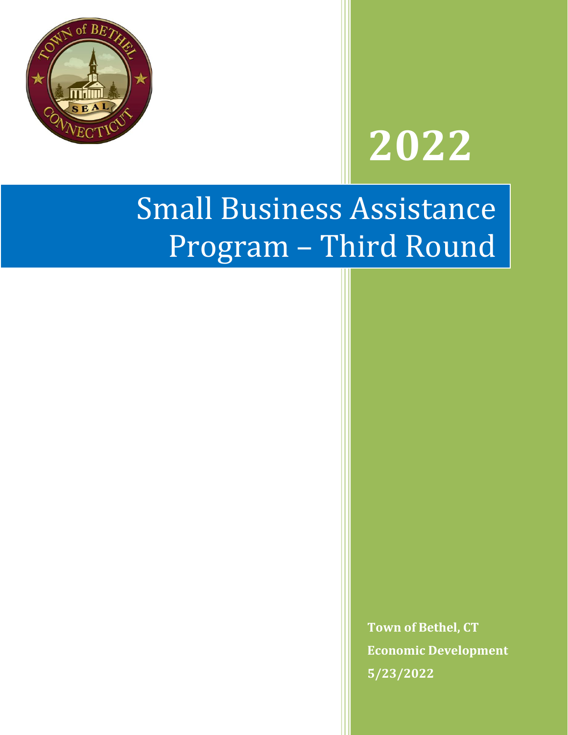# 2022

# Small Business Assistance Program – Third Round

**Town of Bethel, CT**

**Economic Development**

**5/23/2022**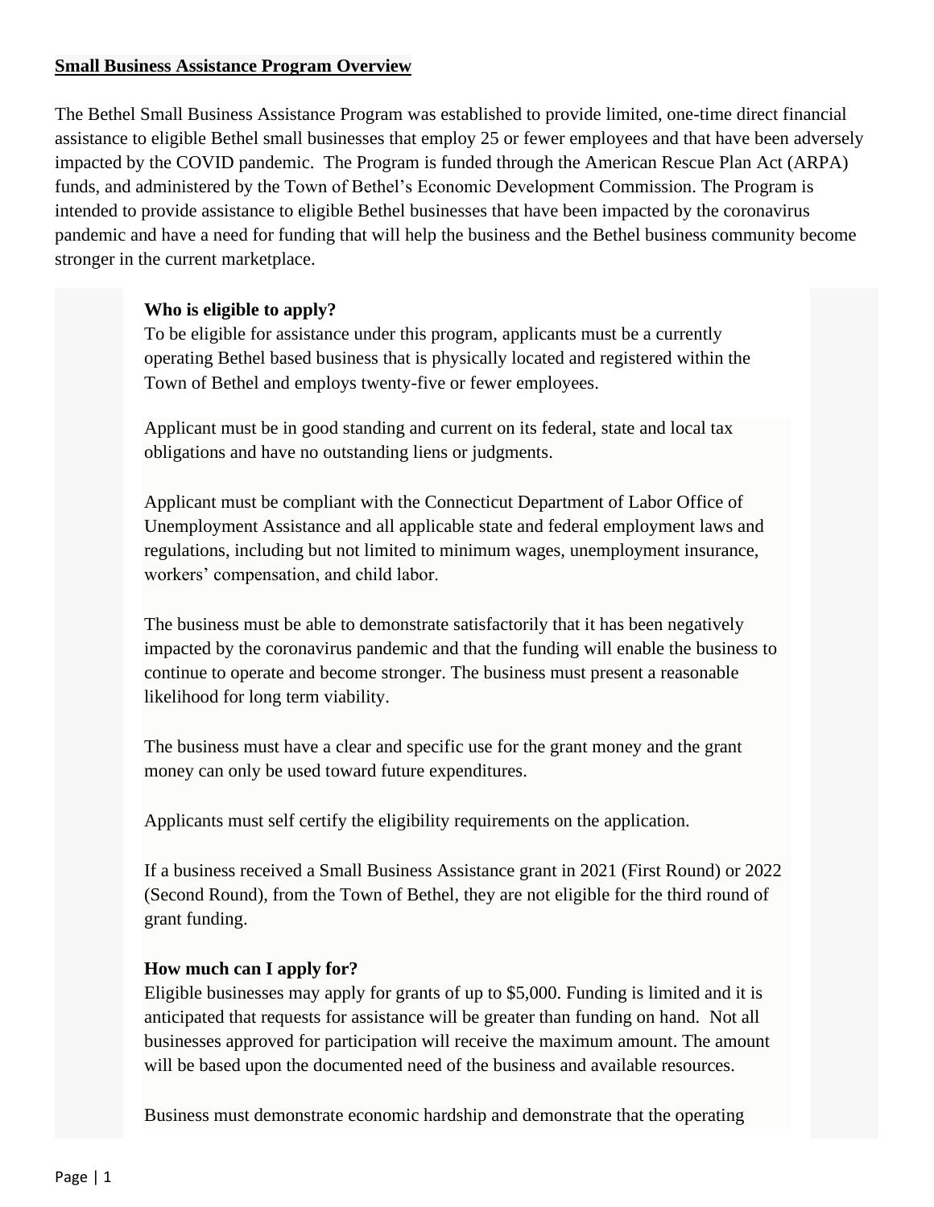**Small Business Assistance Program Overview**

The Bethel Small Business Assistance Program was established to provide limited, one-time direct financial assistance to eligible Bethel small businesses that employ 25 or fewer employees and that have been adversely impacted by the COVID pandemic. The Program is funded through the American Rescue Plan Act (ARPA) funds, and administered by the Town of Bethel's Economic Development Commission. The Program is intended to provide assistance to eligible Bethel businesses that have been impacted by the coronavirus pandemic and have a need for funding that will help the business and the Bethel business community become stronger in the current marketplace.

**Who is eligible to apply?**

To be eligible for assistance under this program, applicants must be a currently operating Bethel based business that is physically located and registered within the Town of Bethel and employs twenty-five or fewer employees.

Applicant must be in good standing and current on its federal, state and local tax obligations and have no outstanding liens or judgments.

Applicant must be compliant with the Connecticut Department of Labor Office of Unemployment Assistance and all applicable state and federal employment laws and regulations, including but not limited to minimum wages, unemployment insurance, workers' compensation, and child labor.

The business must be able to demonstrate satisfactorily that it has been negatively impacted by the coronavirus pandemic and that the funding will enable the business to continue to operate and become stronger. The business must present a reasonable likelihood for long term viability.

The business must have a clear and specific use for the grant money and the grant money can only be used toward future expenditures.

Applicants must self certify the eligibility requirements on the application.

If a business received a Small Business Assistance grant in 2021 (First Round) or 2022 (Second Round), from the Town of Bethel, they are not eligible for the third round of grant funding.

**How much can I apply for?**

Eligible businesses may apply for grants of up to $5,000. Funding is limited and it is anticipated that requests for assistance will be greater than funding on hand. Not all businesses approved for participation will receive the maximum amount. The amount will be based upon the documented need of the business and available resources.

Business must demonstrate economic hardship and demonstrate that the operating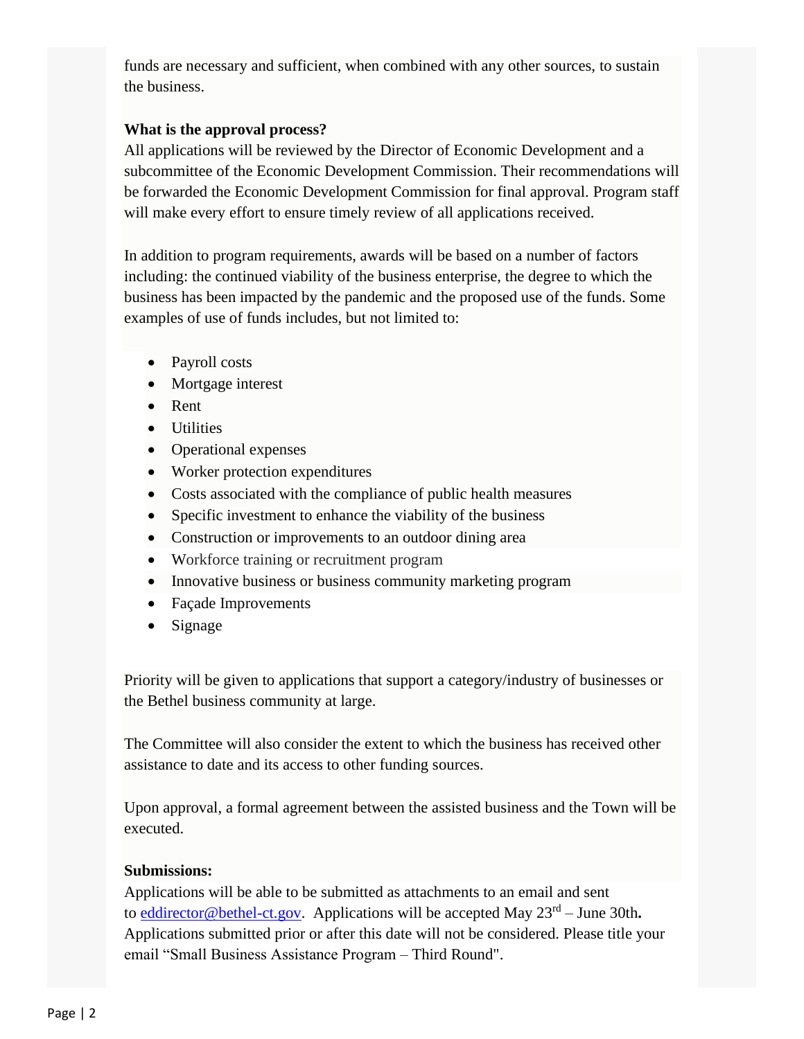funds are necessary and sufficient, when combined with any other sources, to sustain the business.

**What is the approval process?**

All applications will be reviewed by the Director of Economic Development and a subcommittee of the Economic Development Commission. Their recommendations will be forwarded the Economic Development Commission for final approval. Program staff will make every effort to ensure timely review of all applications received.

In addition to program requirements, awards will be based on a number of factors including: the continued viability of the business enterprise, the degree to which the business has been impacted by the pandemic and the proposed use of the funds. Some examples of use of funds includes, but not limited to:

- Payroll costs
- Mortgage interest
- Rent
- Utilities
- Operational expenses
- Worker protection expenditures
- Costs associated with the compliance of public health measures
- Specific investment to enhance the viability of the business
- Construction or improvements to an outdoor dining area
- Workforce training or recruitment program
- Innovative business or business community marketing program
- Façade Improvements
- Signage

Priority will be given to applications that support a category/industry of businesses or the Bethel business community at large.

The Committee will also consider the extent to which the business has received other assistance to date and its access to other funding sources.

Upon approval, a formal agreement between the assisted business and the Town will be executed.

**Submissions:**

Applications will be able to be submitted as attachments to an email and sent to eddirector@bethel-ct.gov. Applications will be accepted May 23rd – June 30th**.** Applications submitted prior or after this date will not be considered. Please title your email "Small Business Assistance Program – Third Round".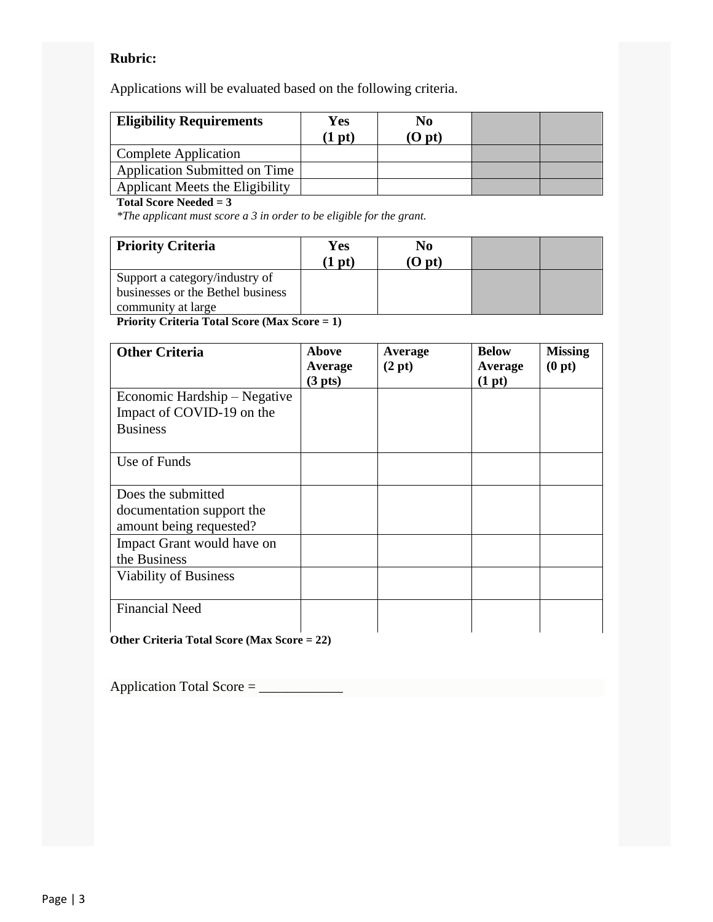**Rubric:**

Applications will be evaluated based on the following criteria.

| Eligibility Requirements | Yes (1 pt) | No (O pt) | | |
|---|---|---|---|---|
| Complete Application | | | | |
| Application Submitted on Time | | | | |
| Applicant Meets the Eligibility | | | | |

**Total Score Needed = 3**

*\*The applicant must score a 3 in order to be eligible for the grant.*

| Priority Criteria | Yes (1 pt) | No (O pt) | | |
|---|---|---|---|---|
| Support a category/industry of businesses or the Bethel business community at large | | | | |

**Priority Criteria Total Score (Max Score = 1)**

| Other Criteria | Above Average (3 pts) | Average (2 pt) | Below Average (1 pt) | Missing (0 pt) |
|---|---|---|---|---|
| Economic Hardship – Negative Impact of COVID-19 on the Business | | | | |
| Use of Funds | | | | |
| Does the submitted documentation support the amount being requested? | | | | |
| Impact Grant would have on the Business | | | | |
| Viability of Business | | | | |
| Financial Need | | | | |

**Other Criteria Total Score (Max Score = 22)**

Application Total Score = ____________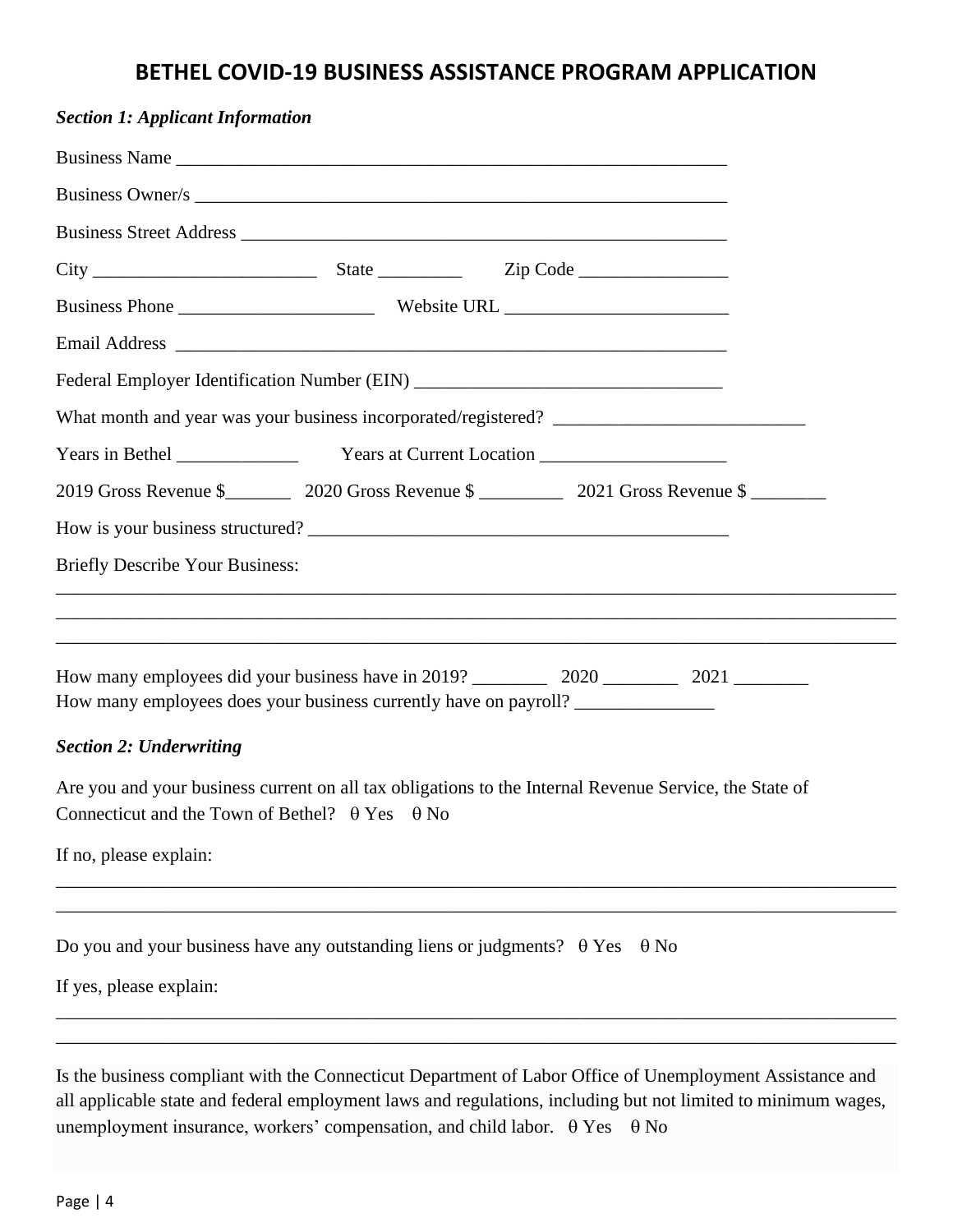# BETHEL COVID-19 BUSINESS ASSISTANCE PROGRAM APPLICATION

***Section 1: Applicant Information***

Business Name ____________________________________________________________

Business Owner/s __________________________________________________________

Business Street Address _____________________________________________________

City ________________________ State _________ Zip Code ________________

Business Phone _____________________ Website URL ________________________

Email Address _____________________________________________________________

Federal Employer Identification Number (EIN) _________________________________

What month and year was your business incorporated/registered? ___________________________

Years in Bethel _____________ Years at Current Location ____________________

2019 Gross Revenue $_______ 2020 Gross Revenue $ _________ 2021 Gross Revenue $ ________

How is your business structured? _____________________________________________

Briefly Describe Your Business:

_____________________________________________________________________________________

_____________________________________________________________________________________

_____________________________________________________________________________________

How many employees did your business have in 2019? ________ 2020 ________ 2021 ________
How many employees does your business currently have on payroll? _______________

***Section 2: Underwriting***

Are you and your business current on all tax obligations to the Internal Revenue Service, the State of Connecticut and the Town of Bethel? θ Yes θ No

If no, please explain:

_____________________________________________________________________________________

_____________________________________________________________________________________

Do you and your business have any outstanding liens or judgments? θ Yes θ No

If yes, please explain:

_____________________________________________________________________________________

_____________________________________________________________________________________

Is the business compliant with the Connecticut Department of Labor Office of Unemployment Assistance and all applicable state and federal employment laws and regulations, including but not limited to minimum wages, unemployment insurance, workers' compensation, and child labor. θ Yes θ No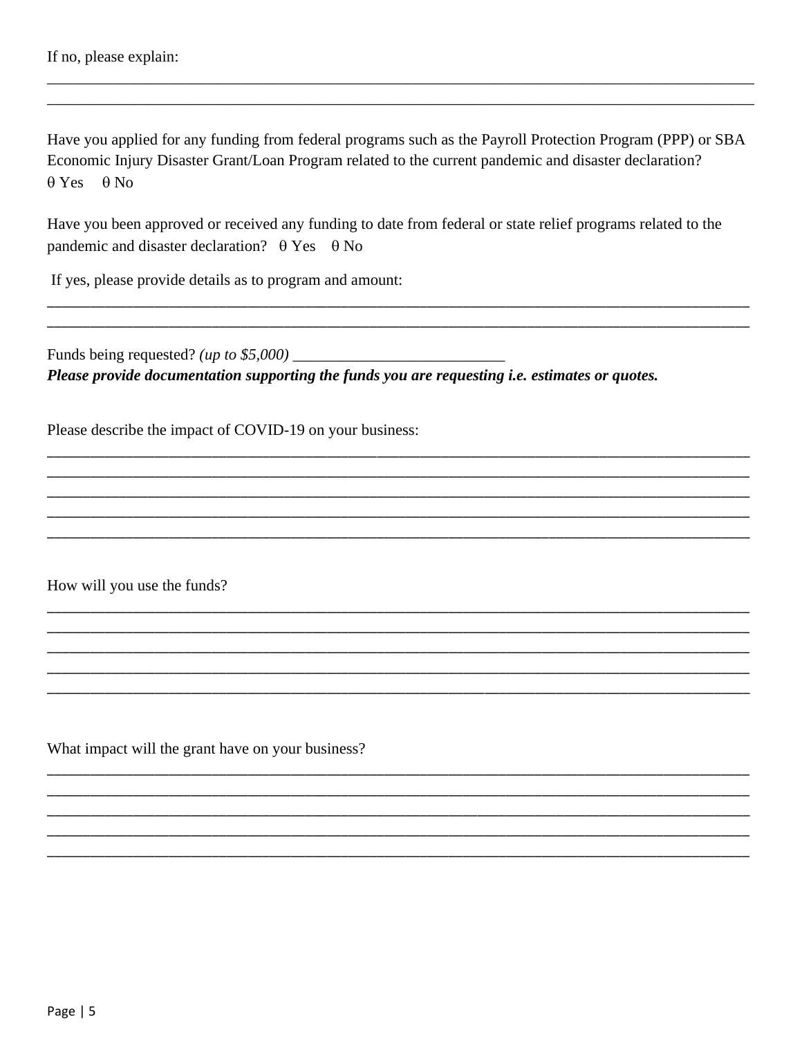If no, please explain:

_____________________________________________________________________________________________
_____________________________________________________________________________________________

Have you applied for any funding from federal programs such as the Payroll Protection Program (PPP) or SBA Economic Injury Disaster Grant/Loan Program related to the current pandemic and disaster declaration?
θ Yes θ No

Have you been approved or received any funding to date from federal or state relief programs related to the pandemic and disaster declaration? θ Yes θ No

If yes, please provide details as to program and amount:
_____________________________________________________________________________________________
_____________________________________________________________________________________________

Funds being requested? *(up to $5,000)* ___________________________
***Please provide documentation supporting the funds you are requesting i.e. estimates or quotes.***

Please describe the impact of COVID-19 on your business:
_____________________________________________________________________________________________
_____________________________________________________________________________________________
_____________________________________________________________________________________________
_____________________________________________________________________________________________
_____________________________________________________________________________________________

How will you use the funds?
_____________________________________________________________________________________________
_____________________________________________________________________________________________
_____________________________________________________________________________________________
_____________________________________________________________________________________________
_____________________________________________________________________________________________

What impact will the grant have on your business?
_____________________________________________________________________________________________
_____________________________________________________________________________________________
_____________________________________________________________________________________________
_____________________________________________________________________________________________
_____________________________________________________________________________________________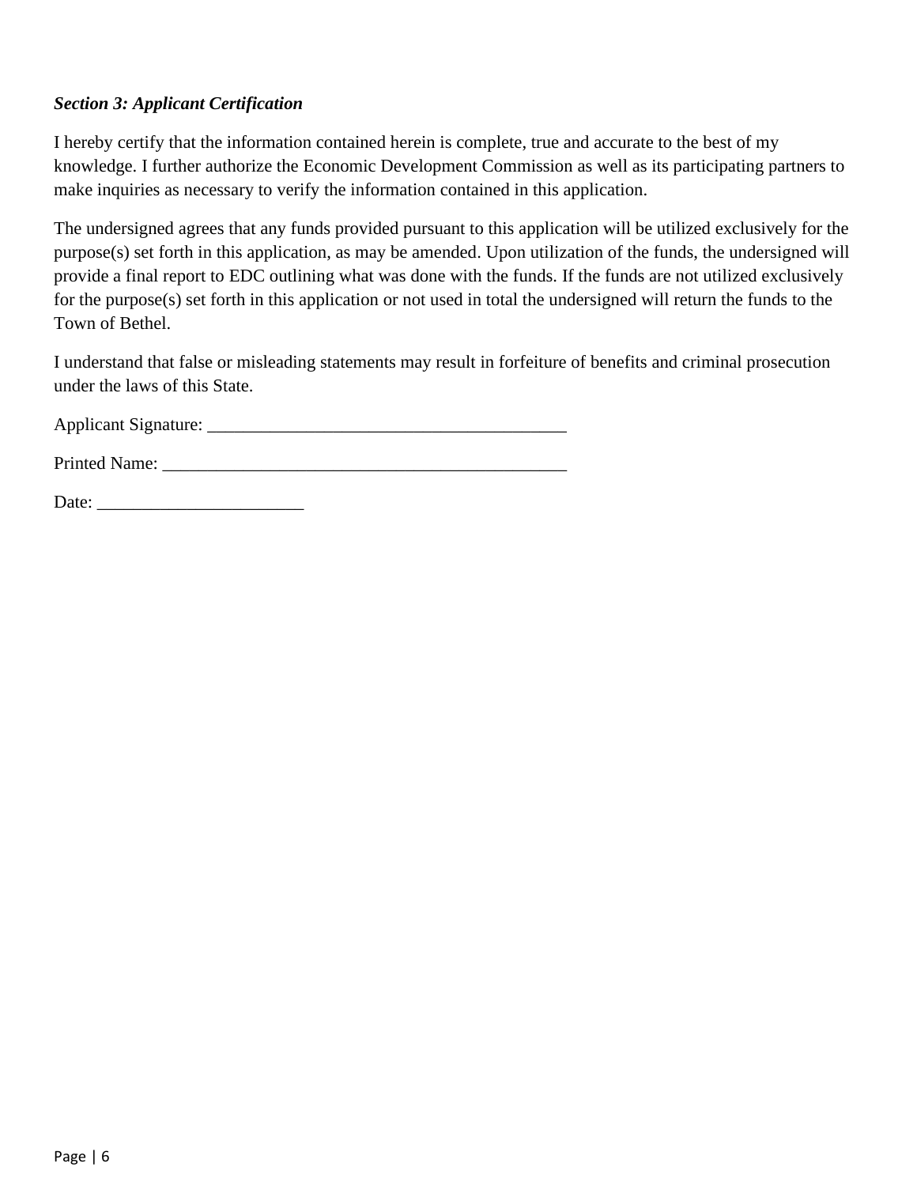***Section 3: Applicant Certification***

I hereby certify that the information contained herein is complete, true and accurate to the best of my knowledge. I further authorize the Economic Development Commission as well as its participating partners to make inquiries as necessary to verify the information contained in this application.

The undersigned agrees that any funds provided pursuant to this application will be utilized exclusively for the purpose(s) set forth in this application, as may be amended. Upon utilization of the funds, the undersigned will provide a final report to EDC outlining what was done with the funds. If the funds are not utilized exclusively for the purpose(s) set forth in this application or not used in total the undersigned will return the funds to the Town of Bethel.

I understand that false or misleading statements may result in forfeiture of benefits and criminal prosecution under the laws of this State.

Applicant Signature: ________________________________________

Printed Name: ______________________________________________

Date: ______________________